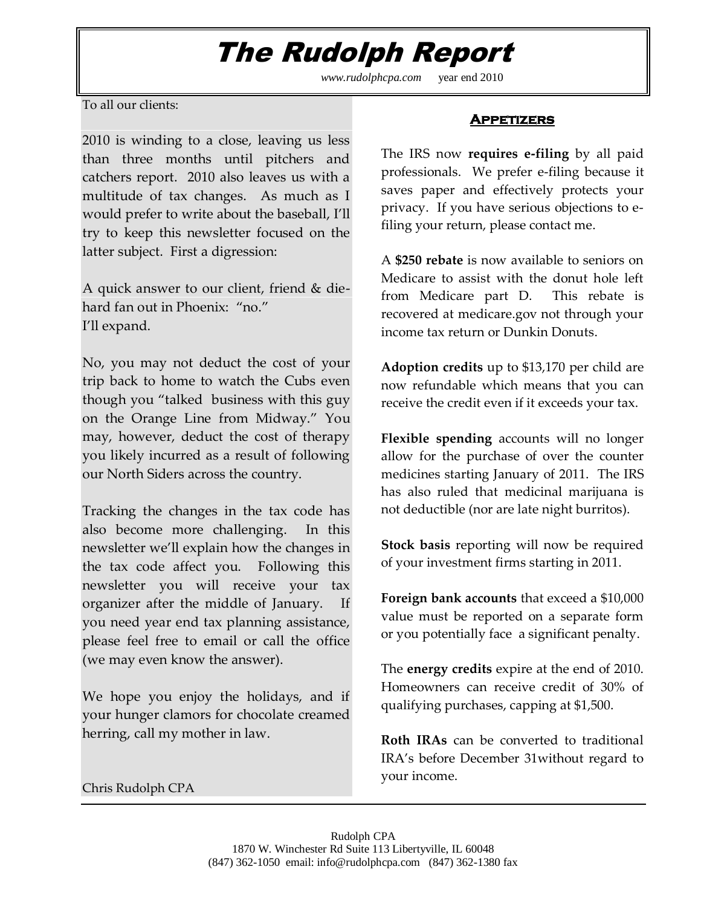# The Rudolph Report

*www.rudolphcpa.com* year end 2010

To all our clients:

2010 is winding to a close, leaving us less than three months until pitchers and catchers report. 2010 also leaves us with a multitude of tax changes. As much as I would prefer to write about the baseball, I'll try to keep this newsletter focused on the latter subject. First a digression:

A quick answer to our client, friend & die-hard fan out in Phoenix: "no."
I'll expand.

No, you may not deduct the cost of your trip back to home to watch the Cubs even though you "talked business with this guy on the Orange Line from Midway." You may, however, deduct the cost of therapy you likely incurred as a result of following our North Siders across the country.

Tracking the changes in the tax code has also become more challenging. In this newsletter we'll explain how the changes in the tax code affect you. Following this newsletter you will receive your tax organizer after the middle of January. If you need year end tax planning assistance, please feel free to email or call the office (we may even know the answer).

We hope you enjoy the holidays, and if your hunger clamors for chocolate creamed herring, call my mother in law.

Chris Rudolph CPA

## Appetizers

The IRS now **requires e-filing** by all paid professionals. We prefer e-filing because it saves paper and effectively protects your privacy. If you have serious objections to e-filing your return, please contact me.

A **$250 rebate** is now available to seniors on Medicare to assist with the donut hole left from Medicare part D. This rebate is recovered at medicare.gov not through your income tax return or Dunkin Donuts.

**Adoption credits** up to $13,170 per child are now refundable which means that you can receive the credit even if it exceeds your tax.

**Flexible spending** accounts will no longer allow for the purchase of over the counter medicines starting January of 2011. The IRS has also ruled that medicinal marijuana is not deductible (nor are late night burritos).

**Stock basis** reporting will now be required of your investment firms starting in 2011.

**Foreign bank accounts** that exceed a $10,000 value must be reported on a separate form or you potentially face a significant penalty.

The **energy credits** expire at the end of 2010. Homeowners can receive credit of 30% of qualifying purchases, capping at $1,500.

**Roth IRAs** can be converted to traditional IRA's before December 31without regard to your income.

Rudolph CPA
1870 W. Winchester Rd Suite 113 Libertyville, IL 60048
(847) 362-1050 email: info@rudolphcpa.com (847) 362-1380 fax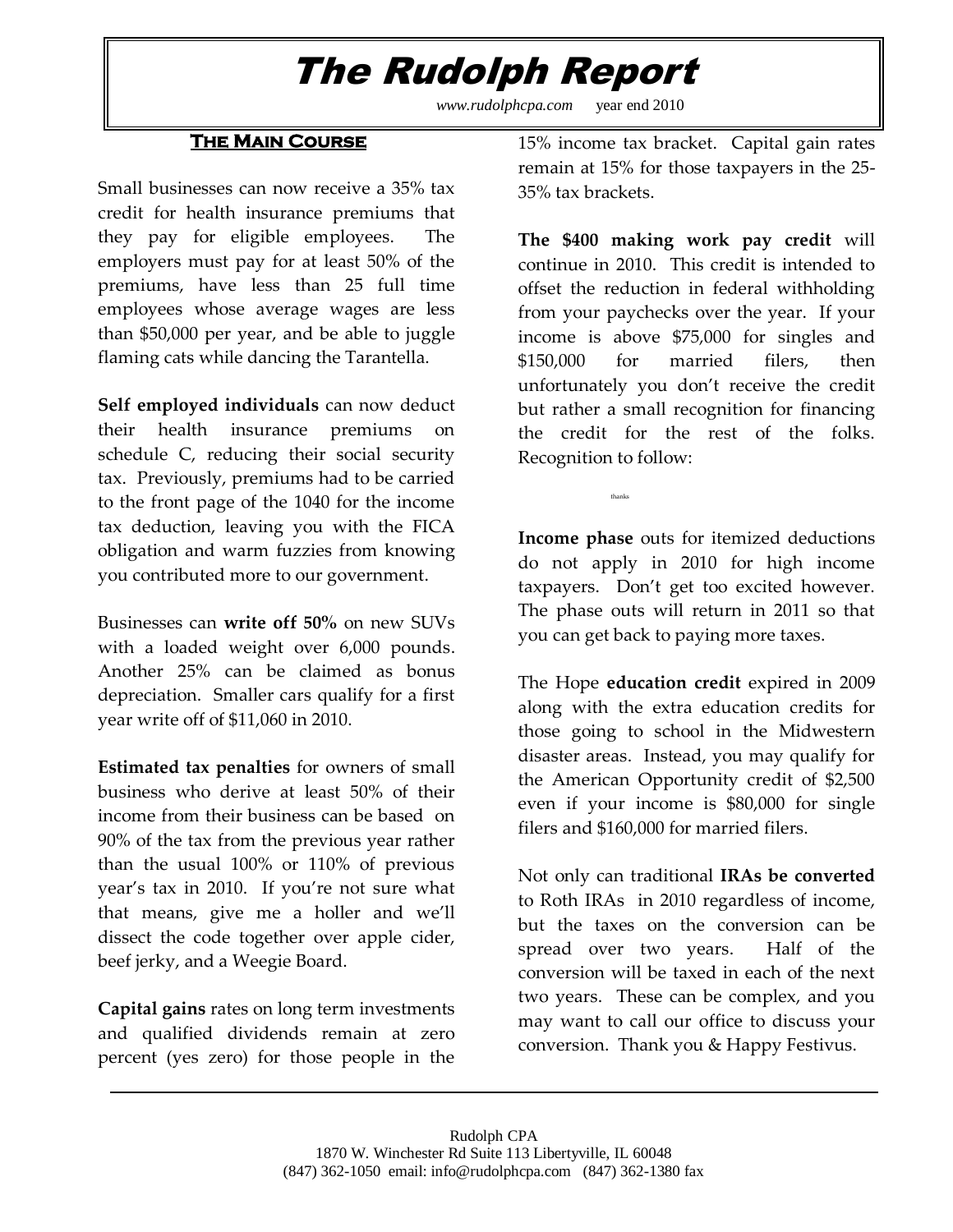#  The Rudolph Report

*www.rudolphcpa.com* year end 2010

## The Main Course

Small businesses can now receive a 35% tax credit for health insurance premiums that they pay for eligible employees. The employers must pay for at least 50% of the premiums, have less than 25 full time employees whose average wages are less than $50,000 per year, and be able to juggle flaming cats while dancing the Tarantella.

**Self employed individuals** can now deduct their health insurance premiums on schedule C, reducing their social security tax. Previously, premiums had to be carried to the front page of the 1040 for the income tax deduction, leaving you with the FICA obligation and warm fuzzies from knowing you contributed more to our government.

Businesses can **write off 50%** on new SUVs with a loaded weight over 6,000 pounds. Another 25% can be claimed as bonus depreciation. Smaller cars qualify for a first year write off of $11,060 in 2010.

**Estimated tax penalties** for owners of small business who derive at least 50% of their income from their business can be based on 90% of the tax from the previous year rather than the usual 100% or 110% of previous year's tax in 2010. If you're not sure what that means, give me a holler and we'll dissect the code together over apple cider, beef jerky, and a Weegie Board.

**Capital gains** rates on long term investments and qualified dividends remain at zero percent (yes zero) for those people in the 15% income tax bracket. Capital gain rates remain at 15% for those taxpayers in the 25-35% tax brackets.

**The $400 making work pay credit** will continue in 2010. This credit is intended to offset the reduction in federal withholding from your paychecks over the year. If your income is above $75,000 for singles and $150,000 for married filers, then unfortunately you don't receive the credit but rather a small recognition for financing the credit for the rest of the folks. Recognition to follow:

thanks

**Income phase** outs for itemized deductions do not apply in 2010 for high income taxpayers. Don't get too excited however. The phase outs will return in 2011 so that you can get back to paying more taxes.

The Hope **education credit** expired in 2009 along with the extra education credits for those going to school in the Midwestern disaster areas. Instead, you may qualify for the American Opportunity credit of $2,500 even if your income is $80,000 for single filers and $160,000 for married filers.

Not only can traditional **IRAs be converted** to Roth IRAs in 2010 regardless of income, but the taxes on the conversion can be spread over two years. Half of the conversion will be taxed in each of the next two years. These can be complex, and you may want to call our office to discuss your conversion. Thank you & Happy Festivus.

---

Rudolph CPA
1870 W. Winchester Rd Suite 113 Libertyville, IL 60048
(847) 362-1050 email: info@rudolphcpa.com (847) 362-1380 fax